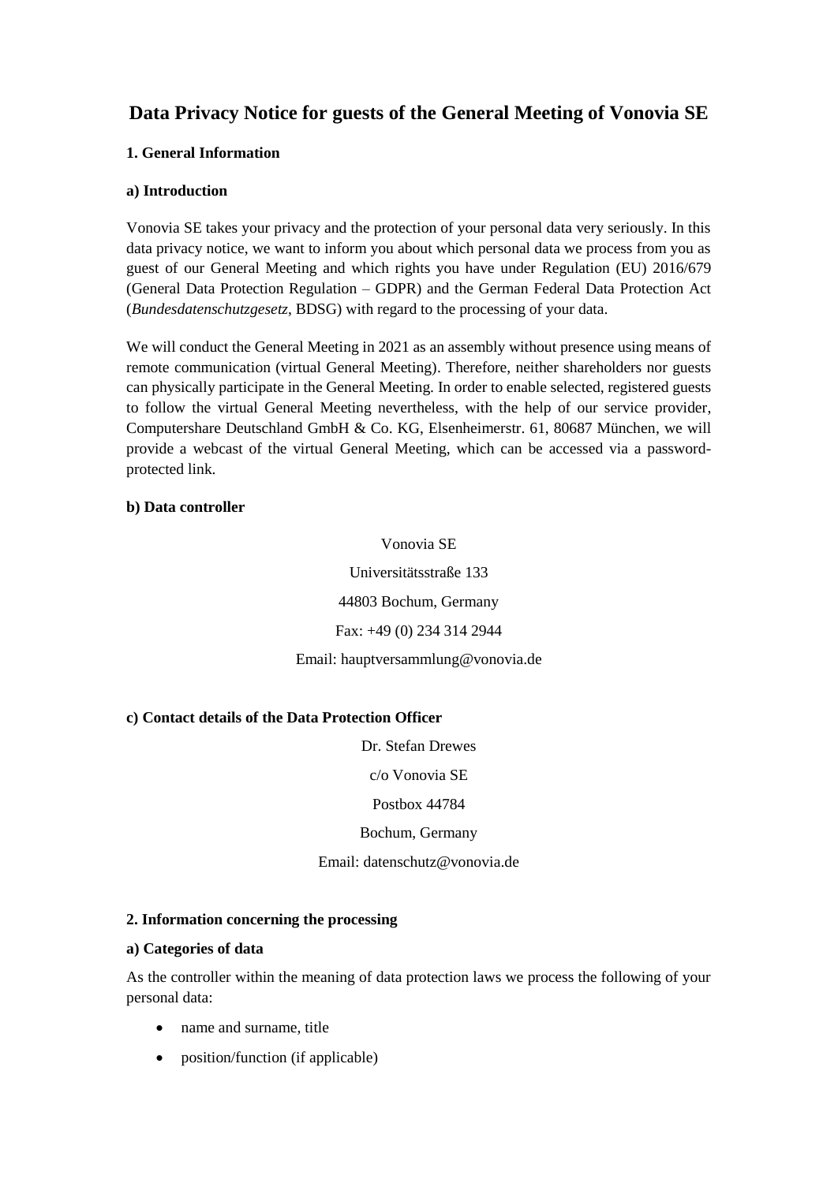# Data Privacy Notice for guests of the General Meeting of Vonovia SE

## 1. General Information

### a) Introduction

Vonovia SE takes your privacy and the protection of your personal data very seriously. In this data privacy notice, we want to inform you about which personal data we process from you as guest of our General Meeting and which rights you have under Regulation (EU) 2016/679 (General Data Protection Regulation – GDPR) and the German Federal Data Protection Act (*Bundesdatenschutzgesetz*, BDSG) with regard to the processing of your data.

We will conduct the General Meeting in 2021 as an assembly without presence using means of remote communication (virtual General Meeting). Therefore, neither shareholders nor guests can physically participate in the General Meeting. In order to enable selected, registered guests to follow the virtual General Meeting nevertheless, with the help of our service provider, Computershare Deutschland GmbH & Co. KG, Elsenheimerstr. 61, 80687 München, we will provide a webcast of the virtual General Meeting, which can be accessed via a password-protected link.

### b) Data controller

Vonovia SE

Universitätsstraße 133

44803 Bochum, Germany

Fax: +49 (0) 234 314 2944

Email: hauptversammlung@vonovia.de

### c) Contact details of the Data Protection Officer

Dr. Stefan Drewes

c/o Vonovia SE

Postbox 44784

Bochum, Germany

Email: datenschutz@vonovia.de

## 2. Information concerning the processing

### a) Categories of data

As the controller within the meaning of data protection laws we process the following of your personal data:

- name and surname, title
- position/function (if applicable)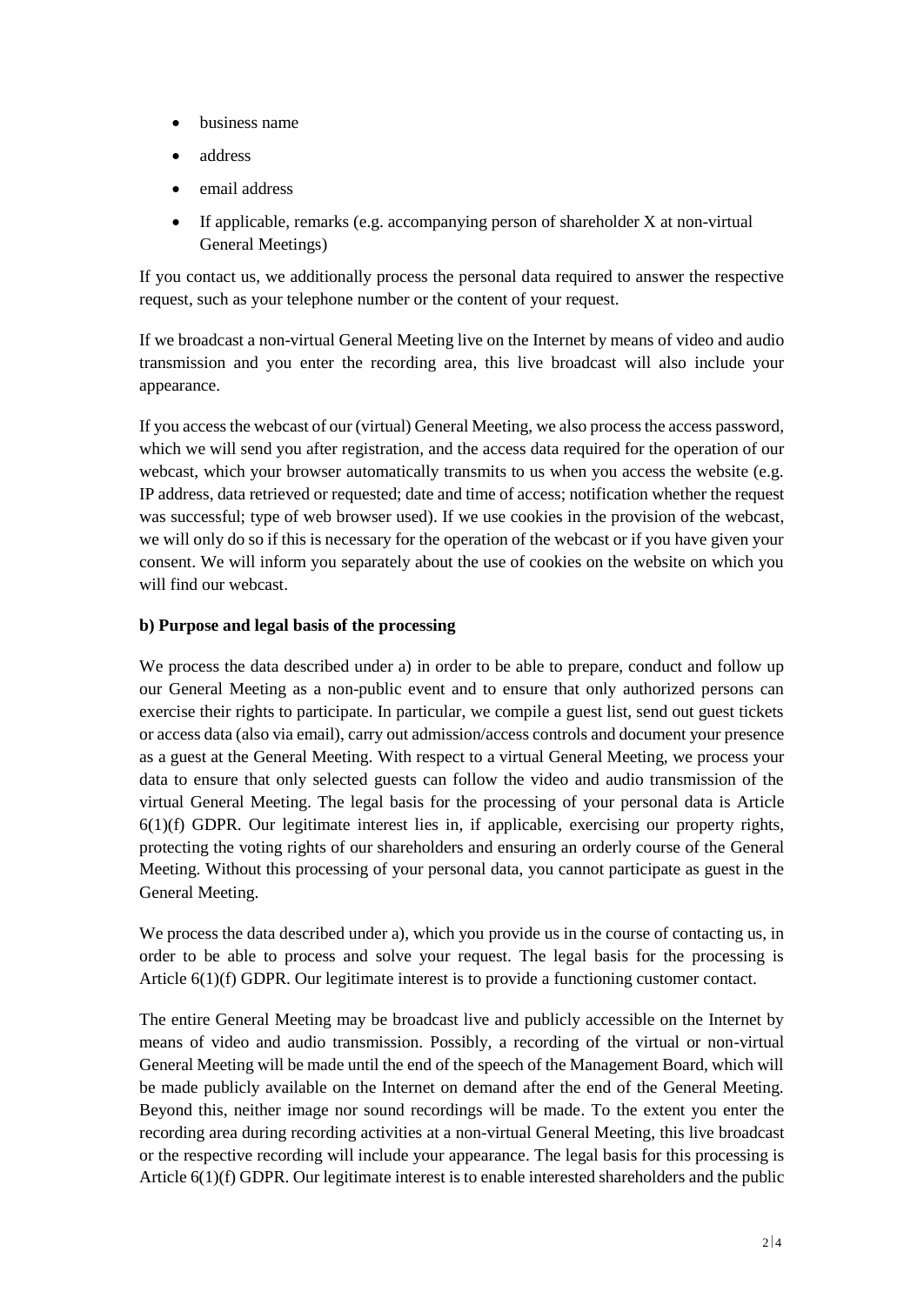- business name
- address
- email address
- If applicable, remarks (e.g. accompanying person of shareholder X at non-virtual General Meetings)

If you contact us, we additionally process the personal data required to answer the respective request, such as your telephone number or the content of your request.

If we broadcast a non-virtual General Meeting live on the Internet by means of video and audio transmission and you enter the recording area, this live broadcast will also include your appearance.

If you access the webcast of our (virtual) General Meeting, we also process the access password, which we will send you after registration, and the access data required for the operation of our webcast, which your browser automatically transmits to us when you access the website (e.g. IP address, data retrieved or requested; date and time of access; notification whether the request was successful; type of web browser used). If we use cookies in the provision of the webcast, we will only do so if this is necessary for the operation of the webcast or if you have given your consent. We will inform you separately about the use of cookies on the website on which you will find our webcast.

**b) Purpose and legal basis of the processing**

We process the data described under a) in order to be able to prepare, conduct and follow up our General Meeting as a non-public event and to ensure that only authorized persons can exercise their rights to participate. In particular, we compile a guest list, send out guest tickets or access data (also via email), carry out admission/access controls and document your presence as a guest at the General Meeting. With respect to a virtual General Meeting, we process your data to ensure that only selected guests can follow the video and audio transmission of the virtual General Meeting. The legal basis for the processing of your personal data is Article 6(1)(f) GDPR. Our legitimate interest lies in, if applicable, exercising our property rights, protecting the voting rights of our shareholders and ensuring an orderly course of the General Meeting. Without this processing of your personal data, you cannot participate as guest in the General Meeting.

We process the data described under a), which you provide us in the course of contacting us, in order to be able to process and solve your request. The legal basis for the processing is Article 6(1)(f) GDPR. Our legitimate interest is to provide a functioning customer contact.

The entire General Meeting may be broadcast live and publicly accessible on the Internet by means of video and audio transmission. Possibly, a recording of the virtual or non-virtual General Meeting will be made until the end of the speech of the Management Board, which will be made publicly available on the Internet on demand after the end of the General Meeting. Beyond this, neither image nor sound recordings will be made. To the extent you enter the recording area during recording activities at a non-virtual General Meeting, this live broadcast or the respective recording will include your appearance. The legal basis for this processing is Article 6(1)(f) GDPR. Our legitimate interest is to enable interested shareholders and the public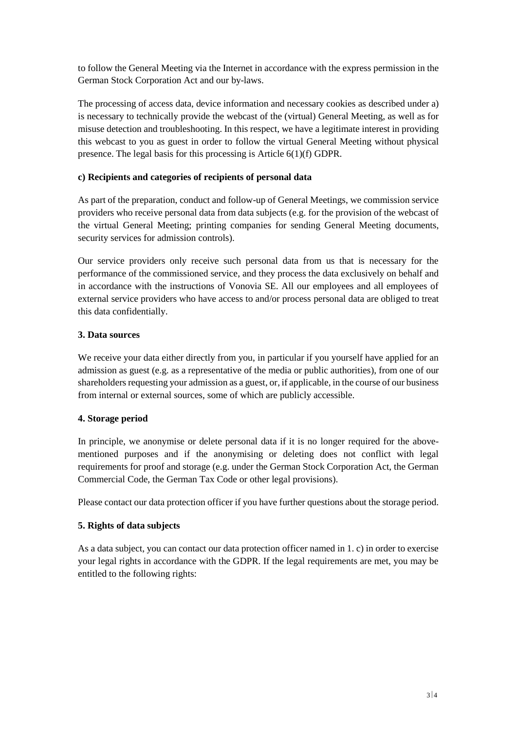to follow the General Meeting via the Internet in accordance with the express permission in the German Stock Corporation Act and our by-laws.

The processing of access data, device information and necessary cookies as described under a) is necessary to technically provide the webcast of the (virtual) General Meeting, as well as for misuse detection and troubleshooting. In this respect, we have a legitimate interest in providing this webcast to you as guest in order to follow the virtual General Meeting without physical presence. The legal basis for this processing is Article 6(1)(f) GDPR.

**c) Recipients and categories of recipients of personal data**

As part of the preparation, conduct and follow-up of General Meetings, we commission service providers who receive personal data from data subjects (e.g. for the provision of the webcast of the virtual General Meeting; printing companies for sending General Meeting documents, security services for admission controls).

Our service providers only receive such personal data from us that is necessary for the performance of the commissioned service, and they process the data exclusively on behalf and in accordance with the instructions of Vonovia SE. All our employees and all employees of external service providers who have access to and/or process personal data are obliged to treat this data confidentially.

## 3. Data sources

We receive your data either directly from you, in particular if you yourself have applied for an admission as guest (e.g. as a representative of the media or public authorities), from one of our shareholders requesting your admission as a guest, or, if applicable, in the course of our business from internal or external sources, some of which are publicly accessible.

## 4. Storage period

In principle, we anonymise or delete personal data if it is no longer required for the above-mentioned purposes and if the anonymising or deleting does not conflict with legal requirements for proof and storage (e.g. under the German Stock Corporation Act, the German Commercial Code, the German Tax Code or other legal provisions).

Please contact our data protection officer if you have further questions about the storage period.

## 5. Rights of data subjects

As a data subject, you can contact our data protection officer named in 1. c) in order to exercise your legal rights in accordance with the GDPR. If the legal requirements are met, you may be entitled to the following rights: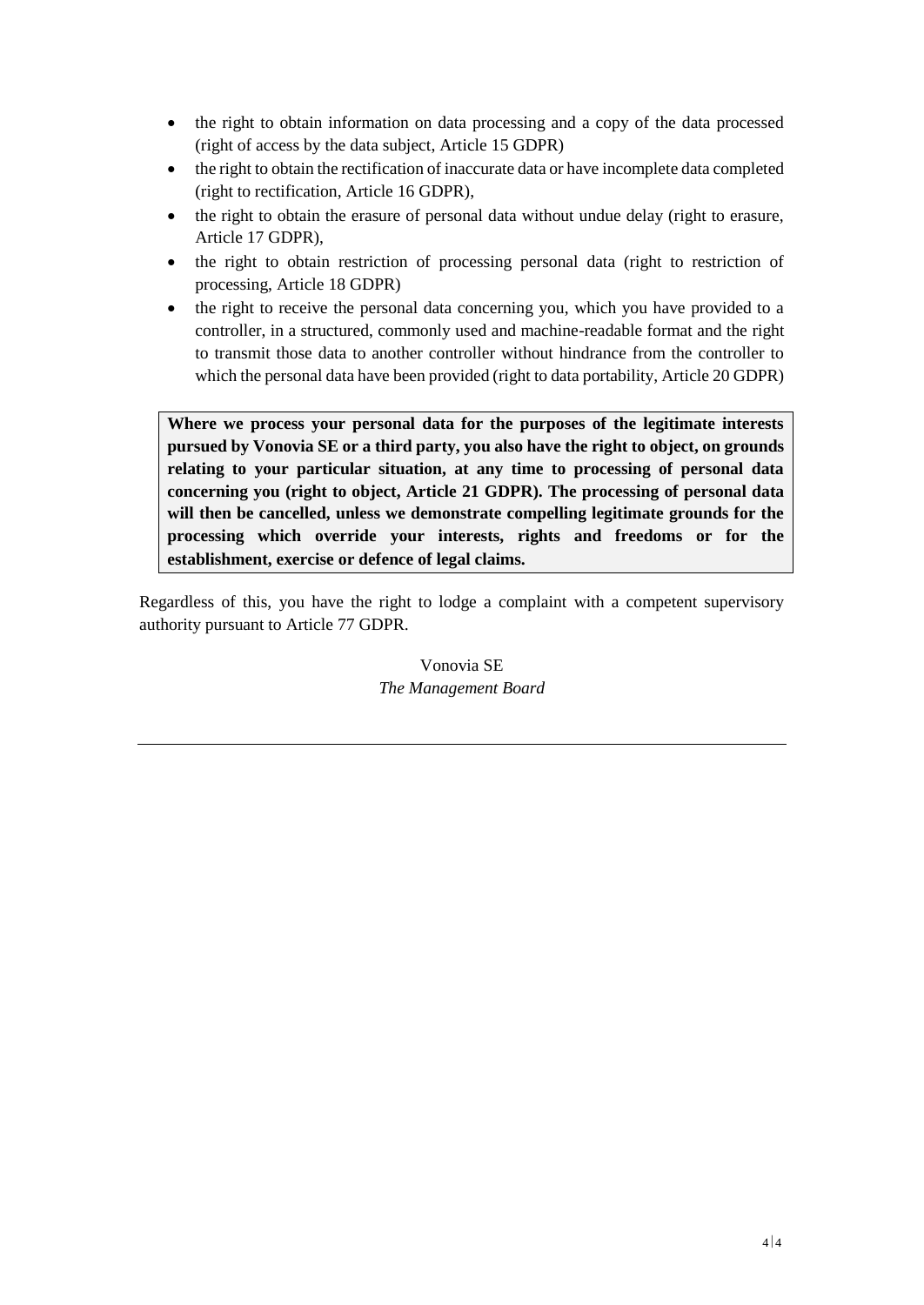- the right to obtain information on data processing and a copy of the data processed (right of access by the data subject, Article 15 GDPR)
- the right to obtain the rectification of inaccurate data or have incomplete data completed (right to rectification, Article 16 GDPR),
- the right to obtain the erasure of personal data without undue delay (right to erasure, Article 17 GDPR),
- the right to obtain restriction of processing personal data (right to restriction of processing, Article 18 GDPR)
- the right to receive the personal data concerning you, which you have provided to a controller, in a structured, commonly used and machine-readable format and the right to transmit those data to another controller without hindrance from the controller to which the personal data have been provided (right to data portability, Article 20 GDPR)

**Where we process your personal data for the purposes of the legitimate interests pursued by Vonovia SE or a third party, you also have the right to object, on grounds relating to your particular situation, at any time to processing of personal data concerning you (right to object, Article 21 GDPR). The processing of personal data will then be cancelled, unless we demonstrate compelling legitimate grounds for the processing which override your interests, rights and freedoms or for the establishment, exercise or defence of legal claims.**

Regardless of this, you have the right to lodge a complaint with a competent supervisory authority pursuant to Article 77 GDPR.

Vonovia SE
*The Management Board*